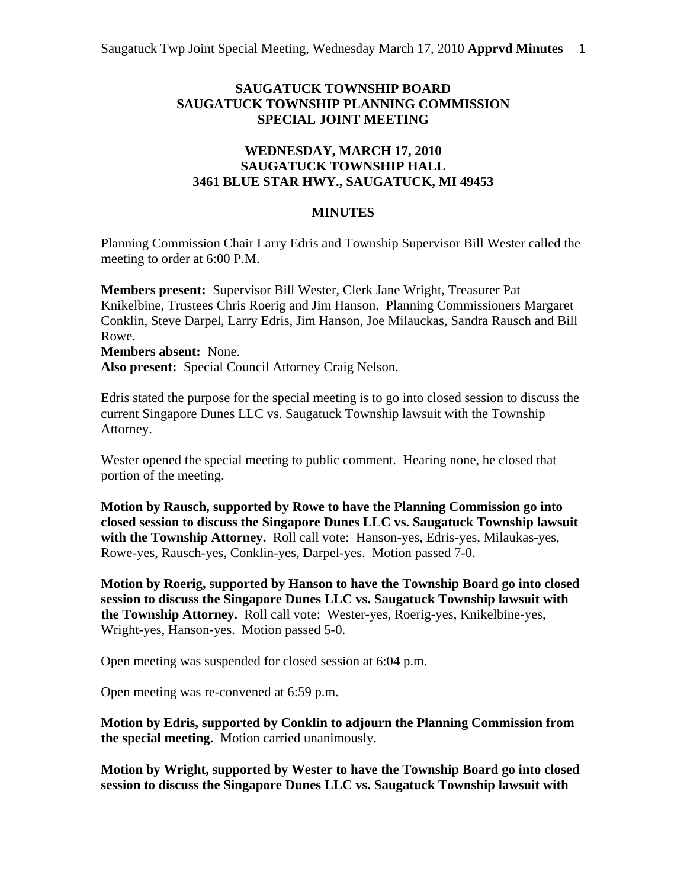## SAUGATUCK TOWNSHIP BOARD
## SAUGATUCK TOWNSHIP PLANNING COMMISSION
## SPECIAL JOINT MEETING

### WEDNESDAY, MARCH 17, 2010
### SAUGATUCK TOWNSHIP HALL
### 3461 BLUE STAR HWY., SAUGATUCK, MI 49453

### MINUTES

Planning Commission Chair Larry Edris and Township Supervisor Bill Wester called the meeting to order at 6:00 P.M.

**Members present:** Supervisor Bill Wester, Clerk Jane Wright, Treasurer Pat Knikelbine, Trustees Chris Roerig and Jim Hanson. Planning Commissioners Margaret Conklin, Steve Darpel, Larry Edris, Jim Hanson, Joe Milauckas, Sandra Rausch and Bill Rowe.
**Members absent:** None.
**Also present:** Special Council Attorney Craig Nelson.

Edris stated the purpose for the special meeting is to go into closed session to discuss the current Singapore Dunes LLC vs. Saugatuck Township lawsuit with the Township Attorney.

Wester opened the special meeting to public comment. Hearing none, he closed that portion of the meeting.

**Motion by Rausch, supported by Rowe to have the Planning Commission go into closed session to discuss the Singapore Dunes LLC vs. Saugatuck Township lawsuit with the Township Attorney.** Roll call vote: Hanson-yes, Edris-yes, Milaukas-yes, Rowe-yes, Rausch-yes, Conklin-yes, Darpel-yes. Motion passed 7-0.

**Motion by Roerig, supported by Hanson to have the Township Board go into closed session to discuss the Singapore Dunes LLC vs. Saugatuck Township lawsuit with the Township Attorney.** Roll call vote: Wester-yes, Roerig-yes, Knikelbine-yes, Wright-yes, Hanson-yes. Motion passed 5-0.

Open meeting was suspended for closed session at 6:04 p.m.

Open meeting was re-convened at 6:59 p.m.

**Motion by Edris, supported by Conklin to adjourn the Planning Commission from the special meeting.** Motion carried unanimously.

**Motion by Wright, supported by Wester to have the Township Board go into closed session to discuss the Singapore Dunes LLC vs. Saugatuck Township lawsuit with**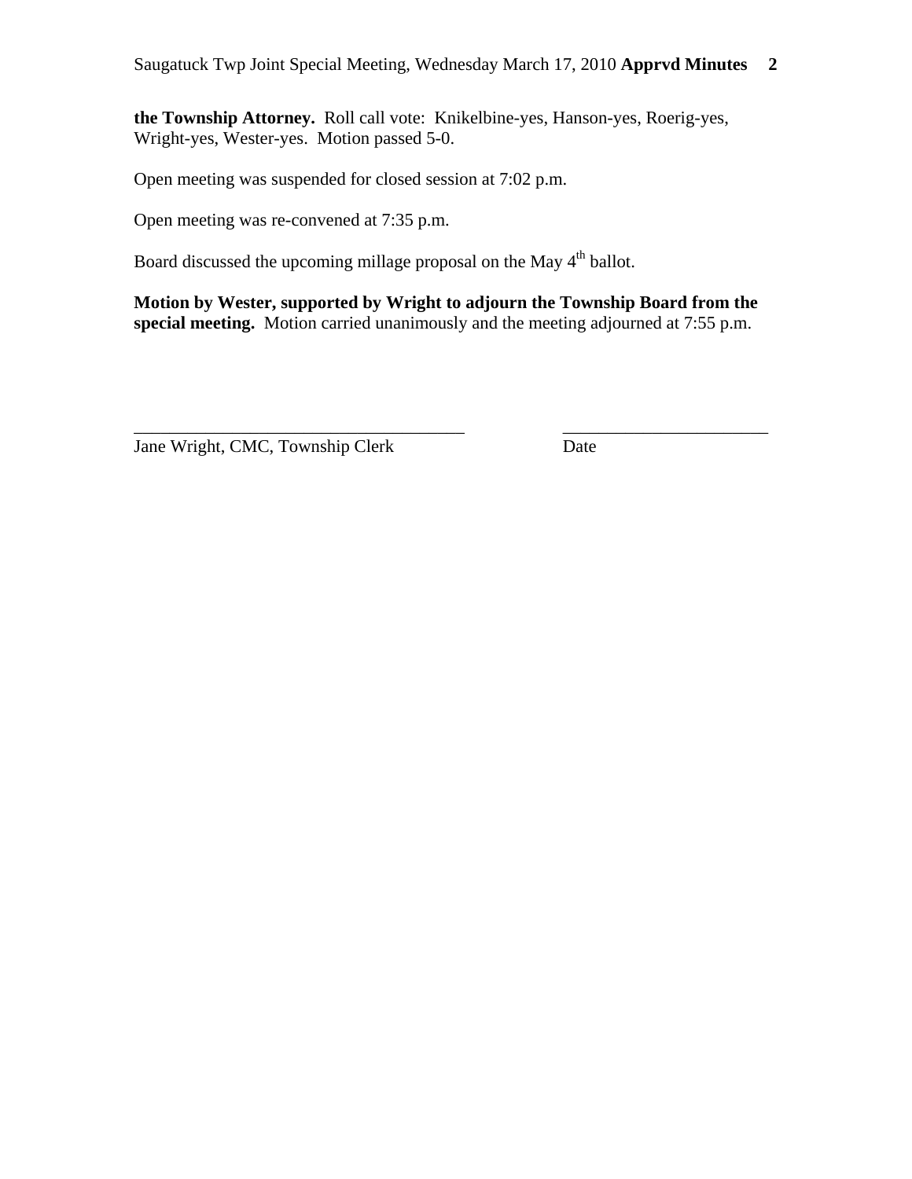**the Township Attorney.** Roll call vote: Knikelbine-yes, Hanson-yes, Roerig-yes, Wright-yes, Wester-yes. Motion passed 5-0.

Open meeting was suspended for closed session at 7:02 p.m.

Open meeting was re-convened at 7:35 p.m.

Board discussed the upcoming millage proposal on the May 4th ballot.

**Motion by Wester, supported by Wright to adjourn the Township Board from the special meeting.** Motion carried unanimously and the meeting adjourned at 7:55 p.m.

_____________________________________ _______________________

Jane Wright, CMC, Township Clerk Date